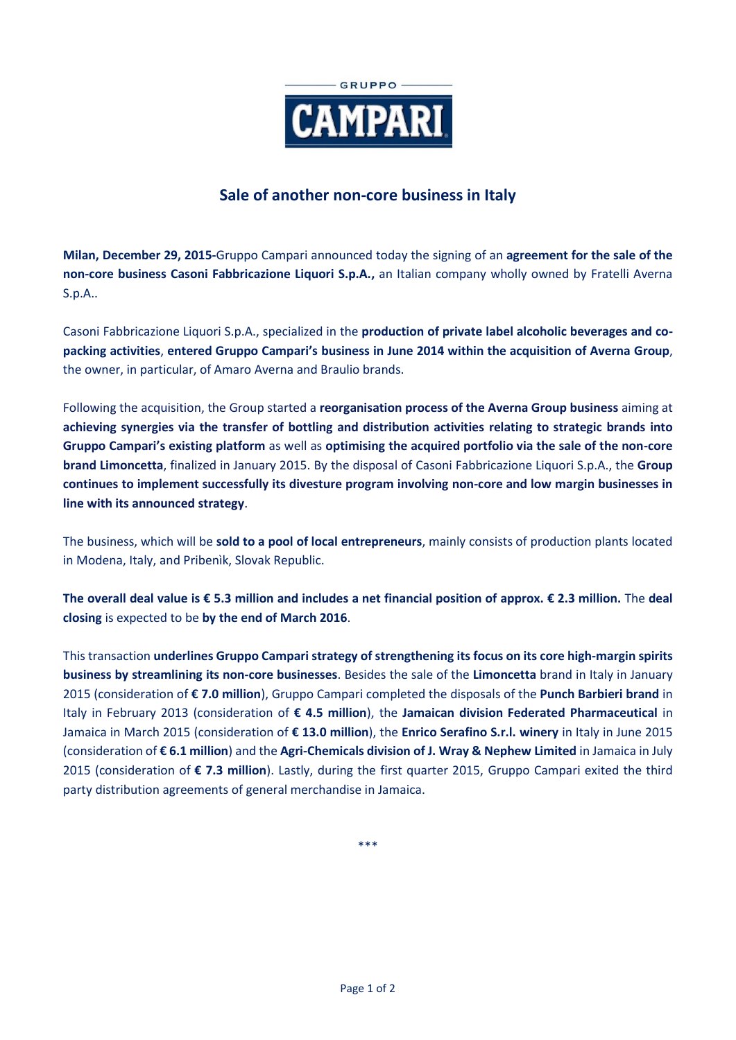GRUPPO

CAMPARI

# Sale of another non-core business in Italy

**Milan, December 29, 2015-**Gruppo Campari announced today the signing of an **agreement for the sale of the non-core business Casoni Fabbricazione Liquori S.p.A.,** an Italian company wholly owned by Fratelli Averna S.p.A..

Casoni Fabbricazione Liquori S.p.A., specialized in the **production of private label alcoholic beverages and co-packing activities**, **entered Gruppo Campari's business in June 2014 within the acquisition of Averna Group**, the owner, in particular, of Amaro Averna and Braulio brands.

Following the acquisition, the Group started a **reorganisation process of the Averna Group business** aiming at **achieving synergies via the transfer of bottling and distribution activities relating to strategic brands into Gruppo Campari's existing platform** as well as **optimising the acquired portfolio via the sale of the non-core brand Limoncetta**, finalized in January 2015. By the disposal of Casoni Fabbricazione Liquori S.p.A., the **Group continues to implement successfully its divesture program involving non-core and low margin businesses in line with its announced strategy**.

The business, which will be **sold to a pool of local entrepreneurs**, mainly consists of production plants located in Modena, Italy, and Pribenìk, Slovak Republic.

**The overall deal value is € 5.3 million and includes a net financial position of approx. € 2.3 million.** The **deal closing** is expected to be **by the end of March 2016**.

This transaction **underlines Gruppo Campari strategy of strengthening its focus on its core high-margin spirits business by streamlining its non-core businesses**. Besides the sale of the **Limoncetta** brand in Italy in January 2015 (consideration of **€ 7.0 million**), Gruppo Campari completed the disposals of the **Punch Barbieri brand** in Italy in February 2013 (consideration of **€ 4.5 million**), the **Jamaican division Federated Pharmaceutical** in Jamaica in March 2015 (consideration of **€ 13.0 million**), the **Enrico Serafino S.r.l. winery** in Italy in June 2015 (consideration of **€ 6.1 million**) and the **Agri-Chemicals division of J. Wray & Nephew Limited** in Jamaica in July 2015 (consideration of **€ 7.3 million**). Lastly, during the first quarter 2015, Gruppo Campari exited the third party distribution agreements of general merchandise in Jamaica.

***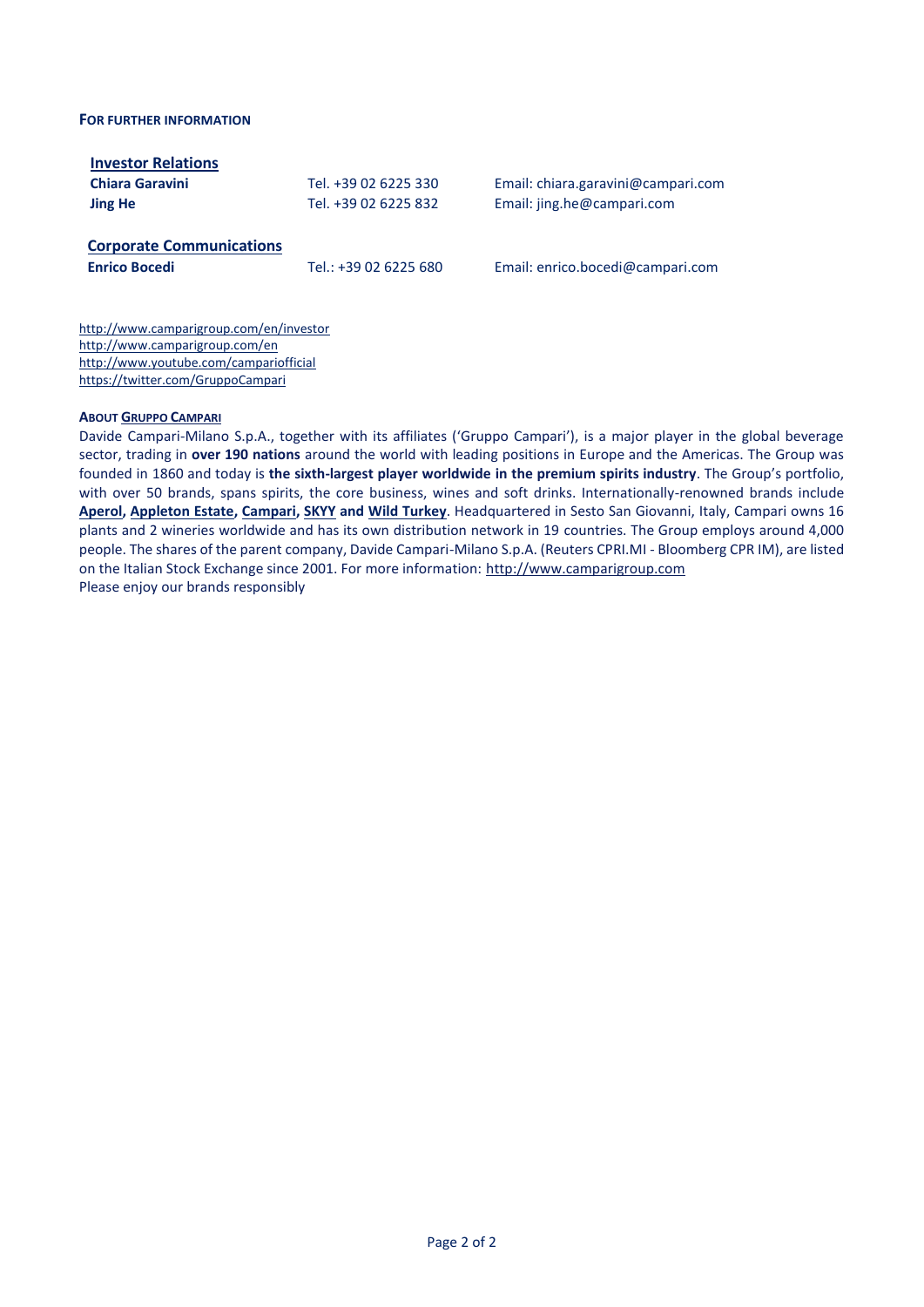**FOR FURTHER INFORMATION**

**Investor Relations**

| | | |
|---|---|---|
| **Chiara Garavini** | Tel. +39 02 6225 330 | Email: chiara.garavini@campari.com |
| **Jing He** | Tel. +39 02 6225 832 | Email: jing.he@campari.com |

**Corporate Communications**

| | | |
|---|---|---|
| **Enrico Bocedi** | Tel.: +39 02 6225 680 | Email: enrico.bocedi@campari.com |

http://www.camparigroup.com/en/investor
http://www.camparigroup.com/en
http://www.youtube.com/campariofficial
https://twitter.com/GruppoCampari

**ABOUT GRUPPO CAMPARI**

Davide Campari-Milano S.p.A., together with its affiliates ('Gruppo Campari'), is a major player in the global beverage sector, trading in **over 190 nations** around the world with leading positions in Europe and the Americas. The Group was founded in 1860 and today is **the sixth-largest player worldwide in the premium spirits industry**. The Group's portfolio, with over 50 brands, spans spirits, the core business, wines and soft drinks. Internationally-renowned brands include **Aperol, Appleton Estate, Campari, SKYY and Wild Turkey**. Headquartered in Sesto San Giovanni, Italy, Campari owns 16 plants and 2 wineries worldwide and has its own distribution network in 19 countries. The Group employs around 4,000 people. The shares of the parent company, Davide Campari-Milano S.p.A. (Reuters CPRI.MI - Bloomberg CPR IM), are listed on the Italian Stock Exchange since 2001. For more information: http://www.camparigroup.com
Please enjoy our brands responsibly